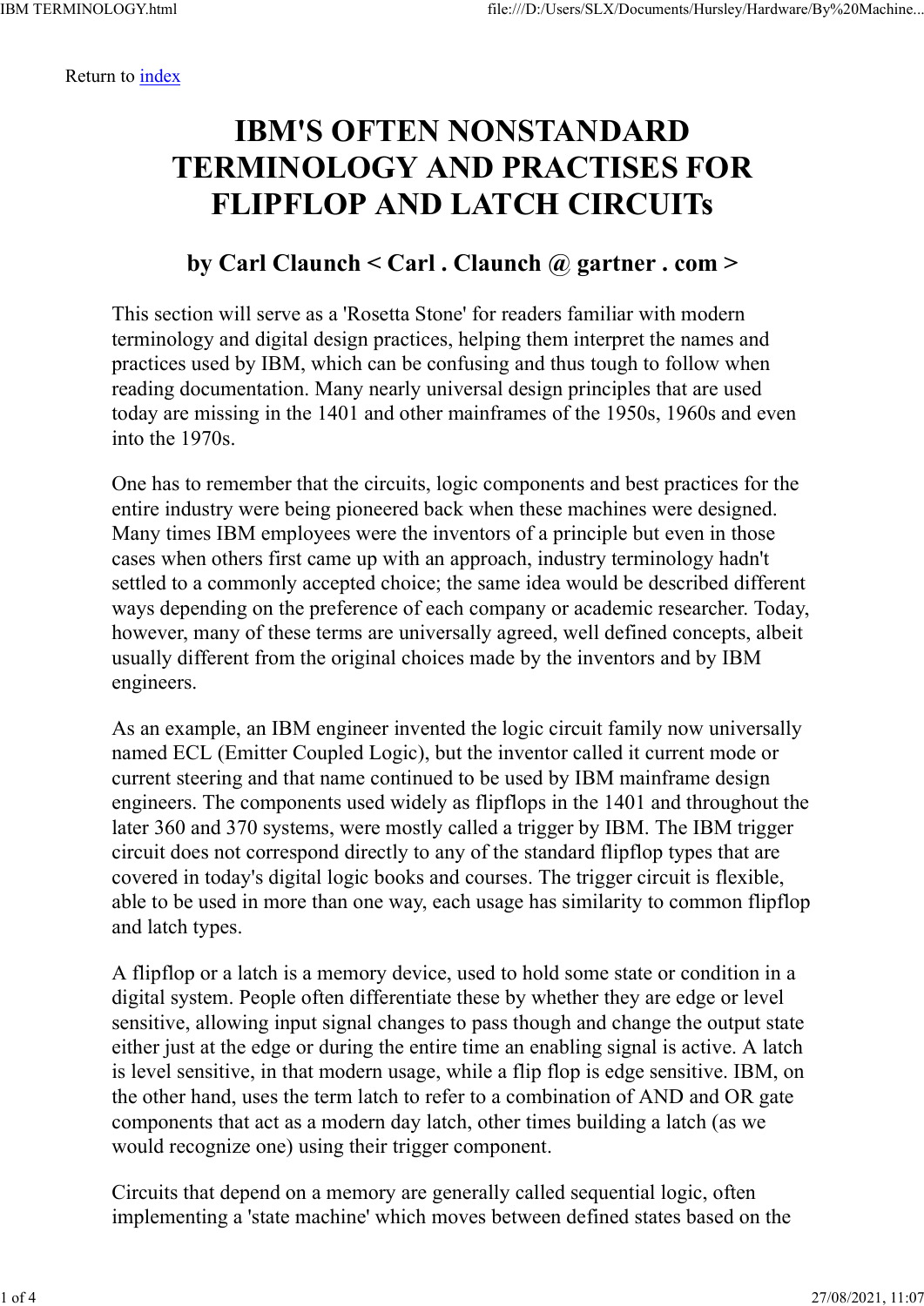Return to index

# IBM'S OFTEN NONSTANDARD TERMINOLOGY AND PRACTISES FOR FLIPFLOP AND LATCH CIRCUITs

## by Carl Claunch < Carl . Claunch @ gartner . com >

This section will serve as a 'Rosetta Stone' for readers familiar with modern terminology and digital design practices, helping them interpret the names and practices used by IBM, which can be confusing and thus tough to follow when reading documentation. Many nearly universal design principles that are used today are missing in the 1401 and other mainframes of the 1950s, 1960s and even into the 1970s.

One has to remember that the circuits, logic components and best practices for the entire industry were being pioneered back when these machines were designed. Many times IBM employees were the inventors of a principle but even in those cases when others first came up with an approach, industry terminology hadn't settled to a commonly accepted choice; the same idea would be described different ways depending on the preference of each company or academic researcher. Today, however, many of these terms are universally agreed, well defined concepts, albeit usually different from the original choices made by the inventors and by IBM engineers.

As an example, an IBM engineer invented the logic circuit family now universally named ECL (Emitter Coupled Logic), but the inventor called it current mode or current steering and that name continued to be used by IBM mainframe design engineers. The components used widely as flipflops in the 1401 and throughout the later 360 and 370 systems, were mostly called a trigger by IBM. The IBM trigger circuit does not correspond directly to any of the standard flipflop types that are covered in today's digital logic books and courses. The trigger circuit is flexible, able to be used in more than one way, each usage has similarity to common flipflop and latch types.

A flipflop or a latch is a memory device, used to hold some state or condition in a digital system. People often differentiate these by whether they are edge or level sensitive, allowing input signal changes to pass though and change the output state either just at the edge or during the entire time an enabling signal is active. A latch is level sensitive, in that modern usage, while a flip flop is edge sensitive. IBM, on the other hand, uses the term latch to refer to a combination of AND and OR gate components that act as a modern day latch, other times building a latch (as we would recognize one) using their trigger component.

Circuits that depend on a memory are generally called sequential logic, often implementing a 'state machine' which moves between defined states based on the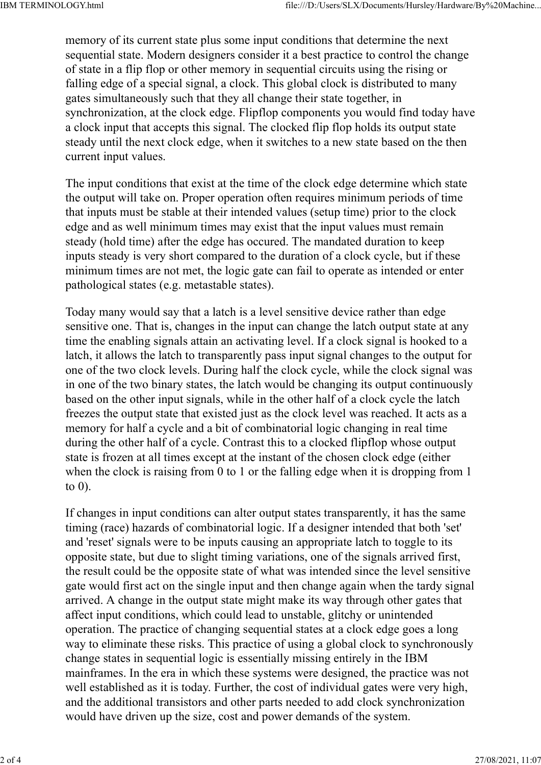memory of its current state plus some input conditions that determine the next sequential state. Modern designers consider it a best practice to control the change of state in a flip flop or other memory in sequential circuits using the rising or falling edge of a special signal, a clock. This global clock is distributed to many gates simultaneously such that they all change their state together, in synchronization, at the clock edge. Flipflop components you would find today have a clock input that accepts this signal. The clocked flip flop holds its output state steady until the next clock edge, when it switches to a new state based on the then current input values.

The input conditions that exist at the time of the clock edge determine which state the output will take on. Proper operation often requires minimum periods of time that inputs must be stable at their intended values (setup time) prior to the clock edge and as well minimum times may exist that the input values must remain steady (hold time) after the edge has occured. The mandated duration to keep inputs steady is very short compared to the duration of a clock cycle, but if these minimum times are not met, the logic gate can fail to operate as intended or enter pathological states (e.g. metastable states).

Today many would say that a latch is a level sensitive device rather than edge sensitive one. That is, changes in the input can change the latch output state at any time the enabling signals attain an activating level. If a clock signal is hooked to a latch, it allows the latch to transparently pass input signal changes to the output for one of the two clock levels. During half the clock cycle, while the clock signal was in one of the two binary states, the latch would be changing its output continuously based on the other input signals, while in the other half of a clock cycle the latch freezes the output state that existed just as the clock level was reached. It acts as a memory for half a cycle and a bit of combinatorial logic changing in real time during the other half of a cycle. Contrast this to a clocked flipflop whose output state is frozen at all times except at the instant of the chosen clock edge (either when the clock is raising from 0 to 1 or the falling edge when it is dropping from 1 to 0).

If changes in input conditions can alter output states transparently, it has the same timing (race) hazards of combinatorial logic. If a designer intended that both 'set' and 'reset' signals were to be inputs causing an appropriate latch to toggle to its opposite state, but due to slight timing variations, one of the signals arrived first, the result could be the opposite state of what was intended since the level sensitive gate would first act on the single input and then change again when the tardy signal arrived. A change in the output state might make its way through other gates that affect input conditions, which could lead to unstable, glitchy or unintended operation. The practice of changing sequential states at a clock edge goes a long way to eliminate these risks. This practice of using a global clock to synchronously change states in sequential logic is essentially missing entirely in the IBM mainframes. In the era in which these systems were designed, the practice was not well established as it is today. Further, the cost of individual gates were very high, and the additional transistors and other parts needed to add clock synchronization would have driven up the size, cost and power demands of the system.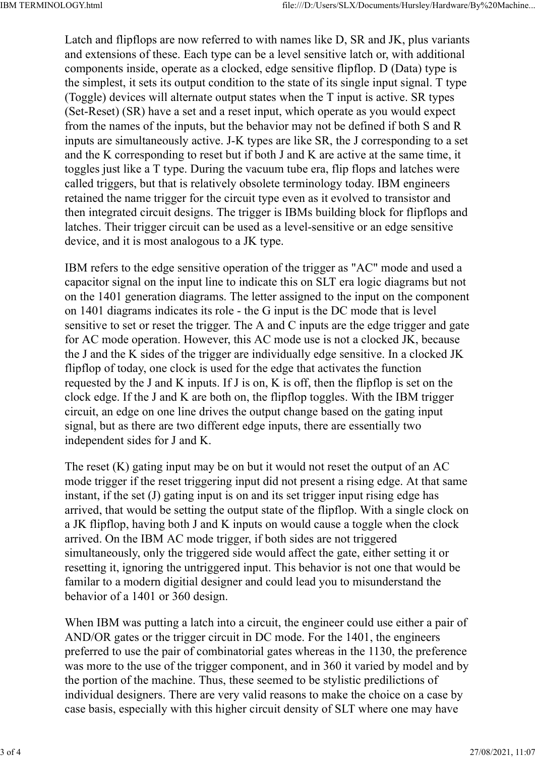Latch and flipflops are now referred to with names like D, SR and JK, plus variants and extensions of these. Each type can be a level sensitive latch or, with additional components inside, operate as a clocked, edge sensitive flipflop. D (Data) type is the simplest, it sets its output condition to the state of its single input signal. T type (Toggle) devices will alternate output states when the T input is active. SR types (Set-Reset) (SR) have a set and a reset input, which operate as you would expect from the names of the inputs, but the behavior may not be defined if both S and R inputs are simultaneously active. J-K types are like SR, the J corresponding to a set and the K corresponding to reset but if both J and K are active at the same time, it toggles just like a T type. During the vacuum tube era, flip flops and latches were called triggers, but that is relatively obsolete terminology today. IBM engineers retained the name trigger for the circuit type even as it evolved to transistor and then integrated circuit designs. The trigger is IBMs building block for flipflops and latches. Their trigger circuit can be used as a level-sensitive or an edge sensitive device, and it is most analogous to a JK type.

IBM refers to the edge sensitive operation of the trigger as "AC" mode and used a capacitor signal on the input line to indicate this on SLT era logic diagrams but not on the 1401 generation diagrams. The letter assigned to the input on the component on 1401 diagrams indicates its role - the G input is the DC mode that is level sensitive to set or reset the trigger. The A and C inputs are the edge trigger and gate for AC mode operation. However, this AC mode use is not a clocked JK, because the J and the K sides of the trigger are individually edge sensitive. In a clocked JK flipflop of today, one clock is used for the edge that activates the function requested by the J and K inputs. If J is on, K is off, then the flipflop is set on the clock edge. If the J and K are both on, the flipflop toggles. With the IBM trigger circuit, an edge on one line drives the output change based on the gating input signal, but as there are two different edge inputs, there are essentially two independent sides for J and K.

The reset (K) gating input may be on but it would not reset the output of an AC mode trigger if the reset triggering input did not present a rising edge. At that same instant, if the set (J) gating input is on and its set trigger input rising edge has arrived, that would be setting the output state of the flipflop. With a single clock on a JK flipflop, having both J and K inputs on would cause a toggle when the clock arrived. On the IBM AC mode trigger, if both sides are not triggered simultaneously, only the triggered side would affect the gate, either setting it or resetting it, ignoring the untriggered input. This behavior is not one that would be familar to a modern digitial designer and could lead you to misunderstand the behavior of a 1401 or 360 design.

When IBM was putting a latch into a circuit, the engineer could use either a pair of AND/OR gates or the trigger circuit in DC mode. For the 1401, the engineers preferred to use the pair of combinatorial gates whereas in the 1130, the preference was more to the use of the trigger component, and in 360 it varied by model and by the portion of the machine. Thus, these seemed to be stylistic predilictions of individual designers. There are very valid reasons to make the choice on a case by case basis, especially with this higher circuit density of SLT where one may have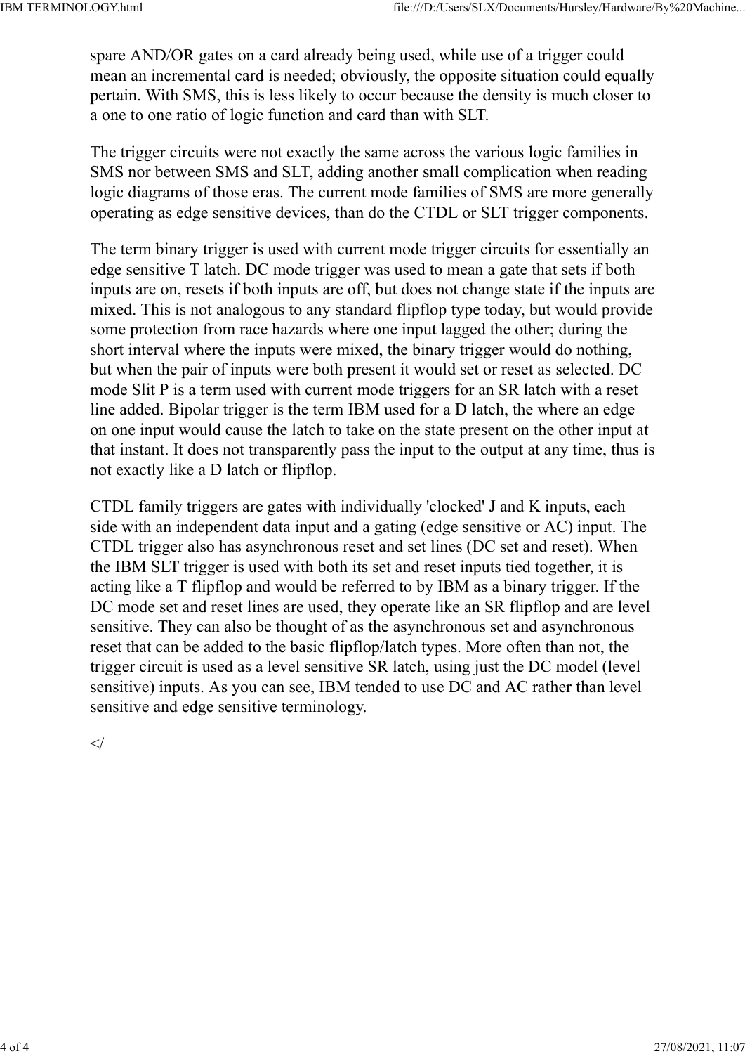spare AND/OR gates on a card already being used, while use of a trigger could mean an incremental card is needed; obviously, the opposite situation could equally pertain. With SMS, this is less likely to occur because the density is much closer to a one to one ratio of logic function and card than with SLT.

The trigger circuits were not exactly the same across the various logic families in SMS nor between SMS and SLT, adding another small complication when reading logic diagrams of those eras. The current mode families of SMS are more generally operating as edge sensitive devices, than do the CTDL or SLT trigger components.

The term binary trigger is used with current mode trigger circuits for essentially an edge sensitive T latch. DC mode trigger was used to mean a gate that sets if both inputs are on, resets if both inputs are off, but does not change state if the inputs are mixed. This is not analogous to any standard flipflop type today, but would provide some protection from race hazards where one input lagged the other; during the short interval where the inputs were mixed, the binary trigger would do nothing, but when the pair of inputs were both present it would set or reset as selected. DC mode Slit P is a term used with current mode triggers for an SR latch with a reset line added. Bipolar trigger is the term IBM used for a D latch, the where an edge on one input would cause the latch to take on the state present on the other input at that instant. It does not transparently pass the input to the output at any time, thus is not exactly like a D latch or flipflop.

CTDL family triggers are gates with individually 'clocked' J and K inputs, each side with an independent data input and a gating (edge sensitive or AC) input. The CTDL trigger also has asynchronous reset and set lines (DC set and reset). When the IBM SLT trigger is used with both its set and reset inputs tied together, it is acting like a T flipflop and would be referred to by IBM as a binary trigger. If the DC mode set and reset lines are used, they operate like an SR flipflop and are level sensitive. They can also be thought of as the asynchronous set and asynchronous reset that can be added to the basic flipflop/latch types. More often than not, the trigger circuit is used as a level sensitive SR latch, using just the DC model (level sensitive) inputs. As you can see, IBM tended to use DC and AC rather than level sensitive and edge sensitive terminology.

</